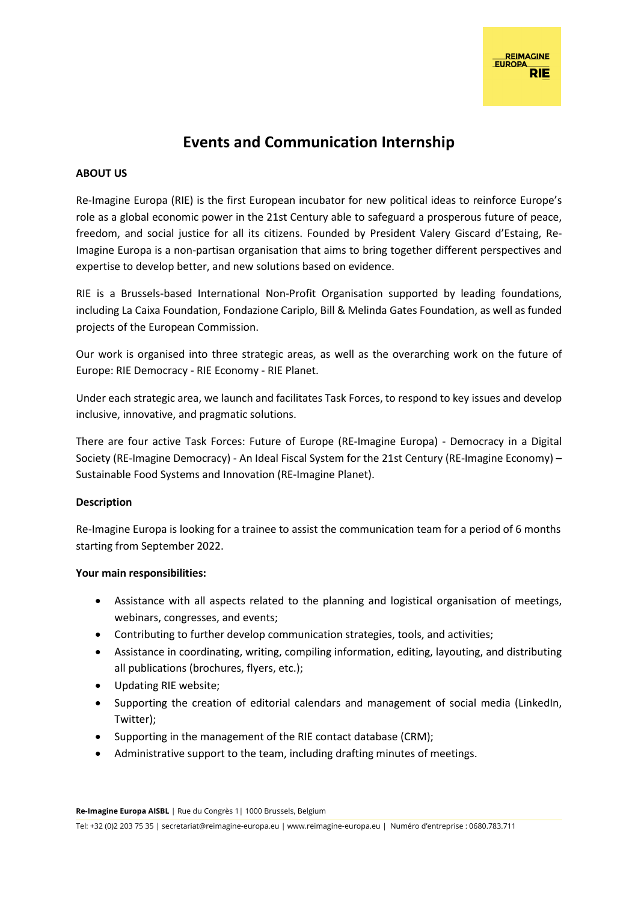# Events and Communication Internship

**ABOUT US**

Re-Imagine Europa (RIE) is the first European incubator for new political ideas to reinforce Europe's role as a global economic power in the 21st Century able to safeguard a prosperous future of peace, freedom, and social justice for all its citizens. Founded by President Valery Giscard d'Estaing, Re-Imagine Europa is a non-partisan organisation that aims to bring together different perspectives and expertise to develop better, and new solutions based on evidence.

RIE is a Brussels-based International Non-Profit Organisation supported by leading foundations, including La Caixa Foundation, Fondazione Cariplo, Bill & Melinda Gates Foundation, as well as funded projects of the European Commission.

Our work is organised into three strategic areas, as well as the overarching work on the future of Europe: RIE Democracy - RIE Economy - RIE Planet.

Under each strategic area, we launch and facilitates Task Forces, to respond to key issues and develop inclusive, innovative, and pragmatic solutions.

There are four active Task Forces: Future of Europe (RE-Imagine Europa) - Democracy in a Digital Society (RE-Imagine Democracy) - An Ideal Fiscal System for the 21st Century (RE-Imagine Economy) – Sustainable Food Systems and Innovation (RE-Imagine Planet).

**Description**

Re-Imagine Europa is looking for a trainee to assist the communication team for a period of 6 months starting from September 2022.

**Your main responsibilities:**

- Assistance with all aspects related to the planning and logistical organisation of meetings, webinars, congresses, and events;
- Contributing to further develop communication strategies, tools, and activities;
- Assistance in coordinating, writing, compiling information, editing, layouting, and distributing all publications (brochures, flyers, etc.);
- Updating RIE website;
- Supporting the creation of editorial calendars and management of social media (LinkedIn, Twitter);
- Supporting in the management of the RIE contact database (CRM);
- Administrative support to the team, including drafting minutes of meetings.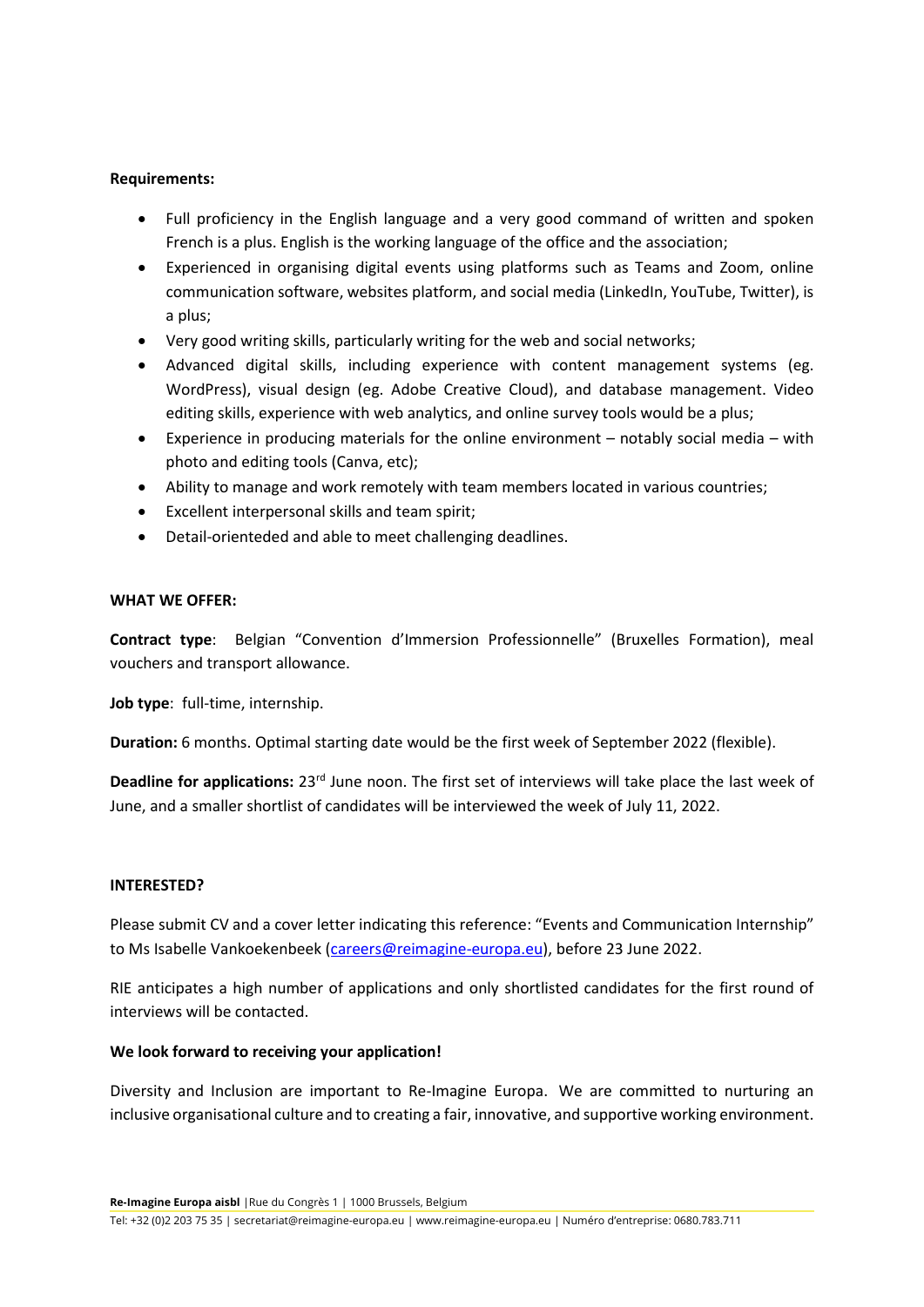**Requirements:**

- Full proficiency in the English language and a very good command of written and spoken French is a plus. English is the working language of the office and the association;
- Experienced in organising digital events using platforms such as Teams and Zoom, online communication software, websites platform, and social media (LinkedIn, YouTube, Twitter), is a plus;
- Very good writing skills, particularly writing for the web and social networks;
- Advanced digital skills, including experience with content management systems (eg. WordPress), visual design (eg. Adobe Creative Cloud), and database management. Video editing skills, experience with web analytics, and online survey tools would be a plus;
- Experience in producing materials for the online environment – notably social media – with photo and editing tools (Canva, etc);
- Ability to manage and work remotely with team members located in various countries;
- Excellent interpersonal skills and team spirit;
- Detail-orienteded and able to meet challenging deadlines.

**WHAT WE OFFER:**

**Contract type**: Belgian "Convention d'Immersion Professionnelle" (Bruxelles Formation), meal vouchers and transport allowance.

**Job type**: full-time, internship.

**Duration:** 6 months. Optimal starting date would be the first week of September 2022 (flexible).

**Deadline for applications:** 23rd June noon. The first set of interviews will take place the last week of June, and a smaller shortlist of candidates will be interviewed the week of July 11, 2022.

**INTERESTED?**

Please submit CV and a cover letter indicating this reference: "Events and Communication Internship" to Ms Isabelle Vankoekenbeek (careers@reimagine-europa.eu), before 23 June 2022.

RIE anticipates a high number of applications and only shortlisted candidates for the first round of interviews will be contacted.

**We look forward to receiving your application!**

Diversity and Inclusion are important to Re-Imagine Europa. We are committed to nurturing an inclusive organisational culture and to creating a fair, innovative, and supportive working environment.